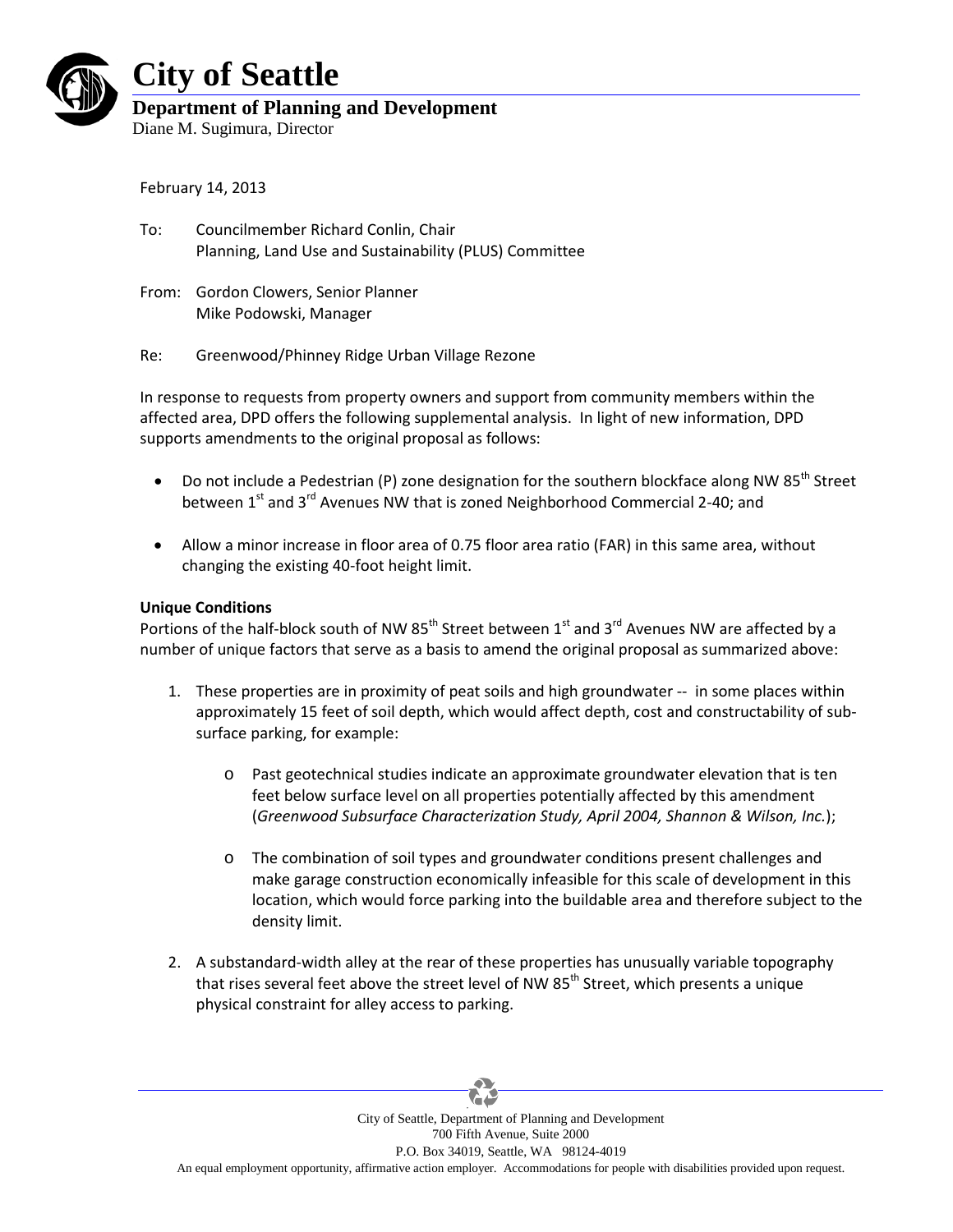# City of Seattle

**Department of Planning and Development**

Diane M. Sugimura, Director

February 14, 2013

To: Councilmember Richard Conlin, Chair
Planning, Land Use and Sustainability (PLUS) Committee

From: Gordon Clowers, Senior Planner
Mike Podowski, Manager

Re: Greenwood/Phinney Ridge Urban Village Rezone

In response to requests from property owners and support from community members within the affected area, DPD offers the following supplemental analysis. In light of new information, DPD supports amendments to the original proposal as follows:

- Do not include a Pedestrian (P) zone designation for the southern blockface along NW 85th Street between 1st and 3rd Avenues NW that is zoned Neighborhood Commercial 2-40; and
- Allow a minor increase in floor area of 0.75 floor area ratio (FAR) in this same area, without changing the existing 40-foot height limit.

**Unique Conditions**

Portions of the half-block south of NW 85th Street between 1st and 3rd Avenues NW are affected by a number of unique factors that serve as a basis to amend the original proposal as summarized above:

1. These properties are in proximity of peat soils and high groundwater -- in some places within approximately 15 feet of soil depth, which would affect depth, cost and constructability of sub-surface parking, for example:
   - Past geotechnical studies indicate an approximate groundwater elevation that is ten feet below surface level on all properties potentially affected by this amendment (*Greenwood Subsurface Characterization Study, April 2004, Shannon & Wilson, Inc.*);
   - The combination of soil types and groundwater conditions present challenges and make garage construction economically infeasible for this scale of development in this location, which would force parking into the buildable area and therefore subject to the density limit.
2. A substandard-width alley at the rear of these properties has unusually variable topography that rises several feet above the street level of NW 85th Street, which presents a unique physical constraint for alley access to parking.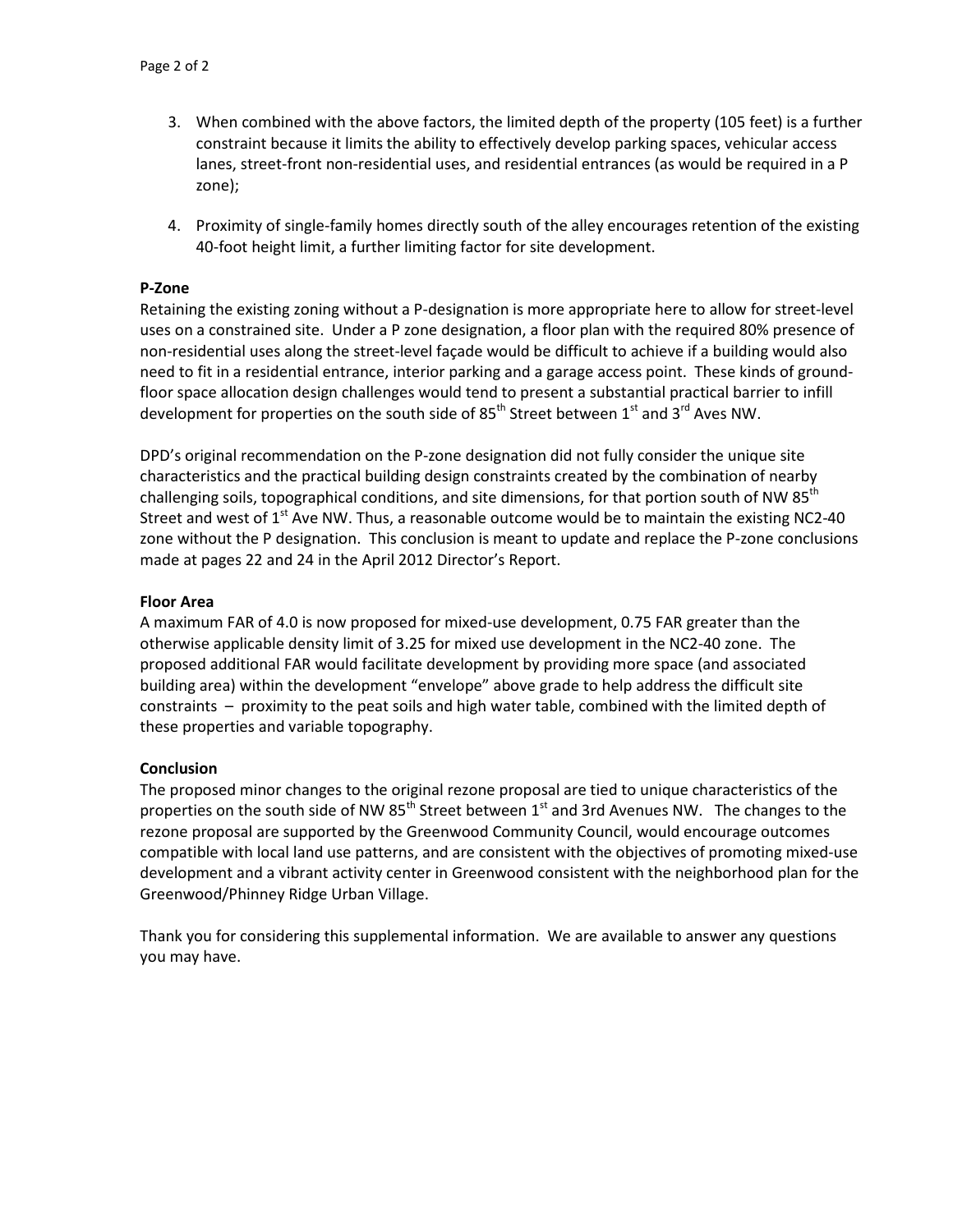3. When combined with the above factors, the limited depth of the property (105 feet) is a further constraint because it limits the ability to effectively develop parking spaces, vehicular access lanes, street-front non-residential uses, and residential entrances (as would be required in a P zone);

4. Proximity of single-family homes directly south of the alley encourages retention of the existing 40-foot height limit, a further limiting factor for site development.

**P-Zone**

Retaining the existing zoning without a P-designation is more appropriate here to allow for street-level uses on a constrained site. Under a P zone designation, a floor plan with the required 80% presence of non-residential uses along the street-level façade would be difficult to achieve if a building would also need to fit in a residential entrance, interior parking and a garage access point. These kinds of ground-floor space allocation design challenges would tend to present a substantial practical barrier to infill development for properties on the south side of 85th Street between 1st and 3rd Aves NW.

DPD's original recommendation on the P-zone designation did not fully consider the unique site characteristics and the practical building design constraints created by the combination of nearby challenging soils, topographical conditions, and site dimensions, for that portion south of NW 85th Street and west of 1st Ave NW. Thus, a reasonable outcome would be to maintain the existing NC2-40 zone without the P designation. This conclusion is meant to update and replace the P-zone conclusions made at pages 22 and 24 in the April 2012 Director's Report.

**Floor Area**

A maximum FAR of 4.0 is now proposed for mixed-use development, 0.75 FAR greater than the otherwise applicable density limit of 3.25 for mixed use development in the NC2-40 zone. The proposed additional FAR would facilitate development by providing more space (and associated building area) within the development "envelope" above grade to help address the difficult site constraints – proximity to the peat soils and high water table, combined with the limited depth of these properties and variable topography.

**Conclusion**

The proposed minor changes to the original rezone proposal are tied to unique characteristics of the properties on the south side of NW 85th Street between 1st and 3rd Avenues NW. The changes to the rezone proposal are supported by the Greenwood Community Council, would encourage outcomes compatible with local land use patterns, and are consistent with the objectives of promoting mixed-use development and a vibrant activity center in Greenwood consistent with the neighborhood plan for the Greenwood/Phinney Ridge Urban Village.

Thank you for considering this supplemental information. We are available to answer any questions you may have.